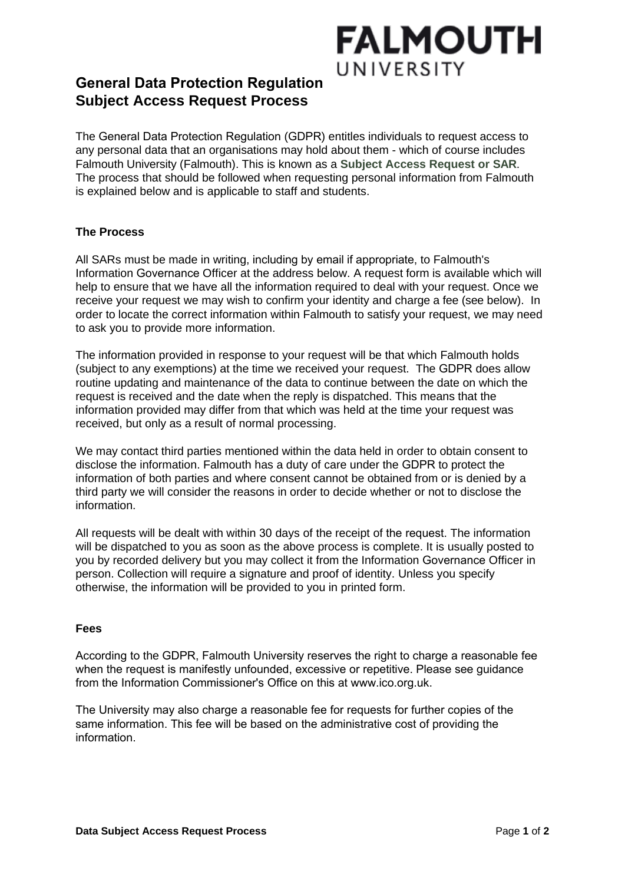FALMOUTH UNIVERSITY

# General Data Protection Regulation
# Subject Access Request Process

The General Data Protection Regulation (GDPR) entitles individuals to request access to any personal data that an organisations may hold about them - which of course includes Falmouth University (Falmouth). This is known as a **Subject Access Request or SAR**. The process that should be followed when requesting personal information from Falmouth is explained below and is applicable to staff and students.

## The Process

All SARs must be made in writing, including by email if appropriate, to Falmouth's Information Governance Officer at the address below. A request form is available which will help to ensure that we have all the information required to deal with your request. Once we receive your request we may wish to confirm your identity and charge a fee (see below). In order to locate the correct information within Falmouth to satisfy your request, we may need to ask you to provide more information.

The information provided in response to your request will be that which Falmouth holds (subject to any exemptions) at the time we received your request. The GDPR does allow routine updating and maintenance of the data to continue between the date on which the request is received and the date when the reply is dispatched. This means that the information provided may differ from that which was held at the time your request was received, but only as a result of normal processing.

We may contact third parties mentioned within the data held in order to obtain consent to disclose the information. Falmouth has a duty of care under the GDPR to protect the information of both parties and where consent cannot be obtained from or is denied by a third party we will consider the reasons in order to decide whether or not to disclose the information.

All requests will be dealt with within 30 days of the receipt of the request. The information will be dispatched to you as soon as the above process is complete. It is usually posted to you by recorded delivery but you may collect it from the Information Governance Officer in person. Collection will require a signature and proof of identity. Unless you specify otherwise, the information will be provided to you in printed form.

## Fees

According to the GDPR, Falmouth University reserves the right to charge a reasonable fee when the request is manifestly unfounded, excessive or repetitive. Please see guidance from the Information Commissioner's Office on this at www.ico.org.uk.

The University may also charge a reasonable fee for requests for further copies of the same information. This fee will be based on the administrative cost of providing the information.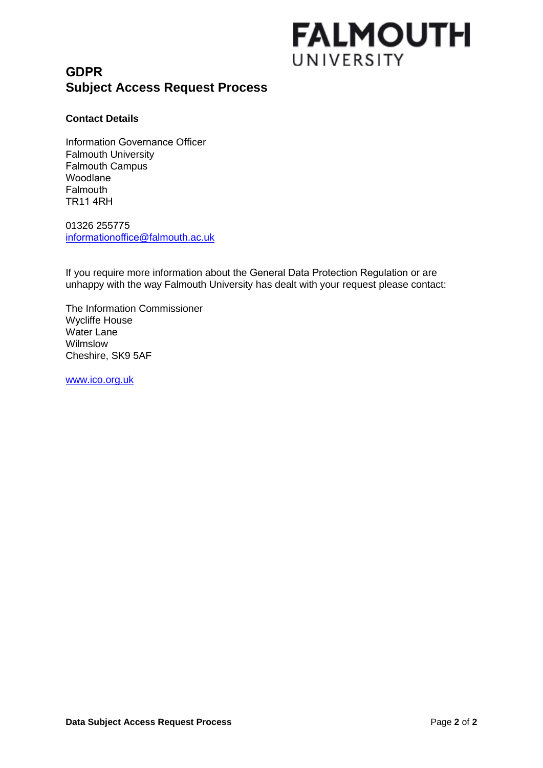# GDPR
# Subject Access Request Process

**Contact Details**

Information Governance Officer
Falmouth University
Falmouth Campus
Woodlane
Falmouth
TR11 4RH

01326 255775
informationoffice@falmouth.ac.uk

If you require more information about the General Data Protection Regulation or are unhappy with the way Falmouth University has dealt with your request please contact:

The Information Commissioner
Wycliffe House
Water Lane
Wilmslow
Cheshire, SK9 5AF

www.ico.org.uk